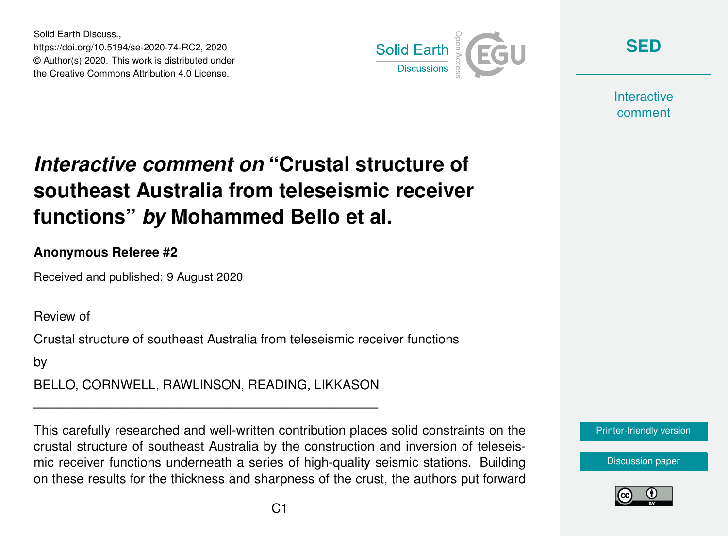Solid Earth Discuss.,
https://doi.org/10.5194/se-2020-74-RC2, 2020
© Author(s) 2020. This work is distributed under
the Creative Commons Attribution 4.0 License.

# *Interactive comment on* "Crustal structure of southeast Australia from teleseismic receiver functions" *by* Mohammed Bello et al.

**Anonymous Referee #2**

Received and published: 9 August 2020

Review of

Crustal structure of southeast Australia from teleseismic receiver functions

by

BELLO, CORNWELL, RAWLINSON, READING, LIKKASON

---

This carefully researched and well-written contribution places solid constraints on the crustal structure of southeast Australia by the construction and inversion of teleseismic receiver functions underneath a series of high-quality seismic stations. Building on these results for the thickness and sharpness of the crust, the authors put forward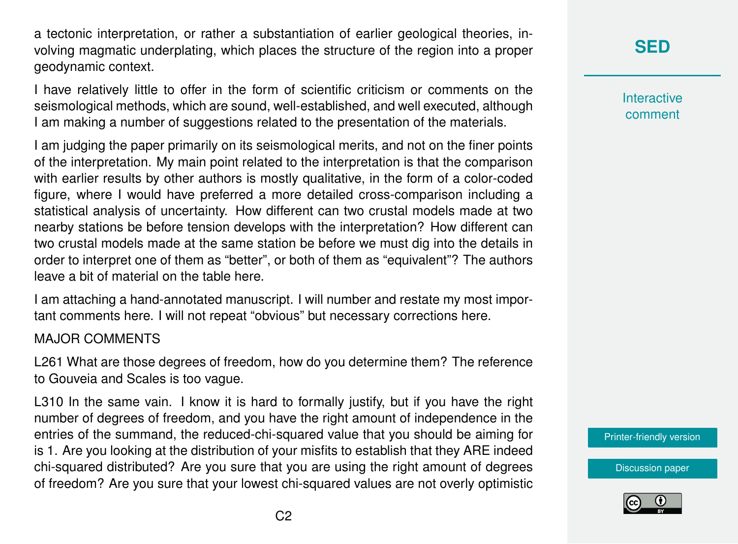a tectonic interpretation, or rather a substantiation of earlier geological theories, involving magmatic underplating, which places the structure of the region into a proper geodynamic context.

I have relatively little to offer in the form of scientific criticism or comments on the seismological methods, which are sound, well-established, and well executed, although I am making a number of suggestions related to the presentation of the materials.

I am judging the paper primarily on its seismological merits, and not on the finer points of the interpretation. My main point related to the interpretation is that the comparison with earlier results by other authors is mostly qualitative, in the form of a color-coded figure, where I would have preferred a more detailed cross-comparison including a statistical analysis of uncertainty. How different can two crustal models made at two nearby stations be before tension develops with the interpretation? How different can two crustal models made at the same station be before we must dig into the details in order to interpret one of them as "better", or both of them as "equivalent"? The authors leave a bit of material on the table here.

I am attaching a hand-annotated manuscript. I will number and restate my most important comments here. I will not repeat "obvious" but necessary corrections here.

MAJOR COMMENTS

L261 What are those degrees of freedom, how do you determine them? The reference to Gouveia and Scales is too vague.

L310 In the same vain. I know it is hard to formally justify, but if you have the right number of degrees of freedom, and you have the right amount of independence in the entries of the summand, the reduced-chi-squared value that you should be aiming for is 1. Are you looking at the distribution of your misfits to establish that they ARE indeed chi-squared distributed? Are you sure that you are using the right amount of degrees of freedom? Are you sure that your lowest chi-squared values are not overly optimistic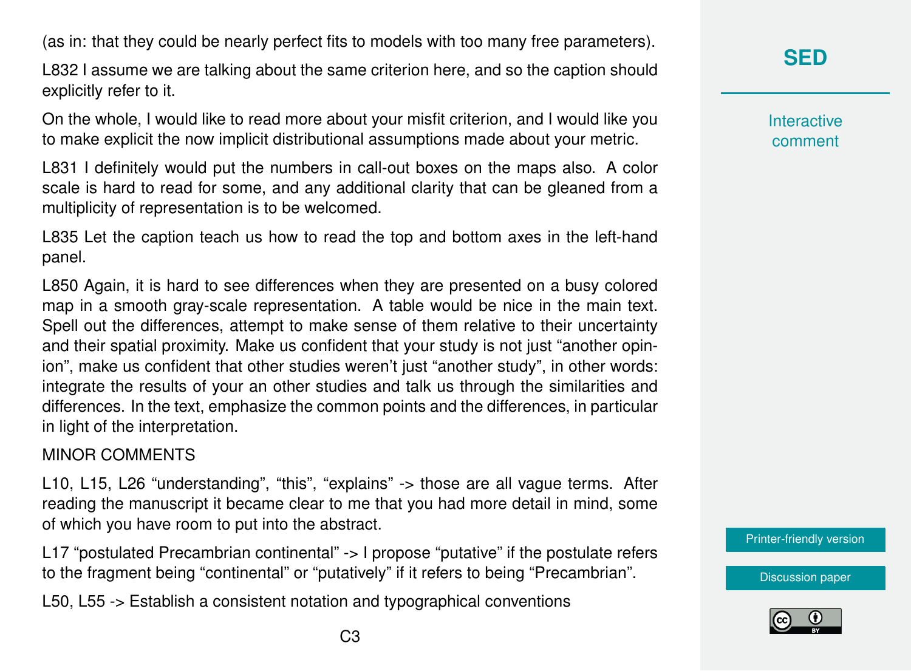(as in: that they could be nearly perfect fits to models with too many free parameters).

L832 I assume we are talking about the same criterion here, and so the caption should explicitly refer to it.

On the whole, I would like to read more about your misfit criterion, and I would like you to make explicit the now implicit distributional assumptions made about your metric.

L831 I definitely would put the numbers in call-out boxes on the maps also. A color scale is hard to read for some, and any additional clarity that can be gleaned from a multiplicity of representation is to be welcomed.

L835 Let the caption teach us how to read the top and bottom axes in the left-hand panel.

L850 Again, it is hard to see differences when they are presented on a busy colored map in a smooth gray-scale representation. A table would be nice in the main text. Spell out the differences, attempt to make sense of them relative to their uncertainty and their spatial proximity. Make us confident that your study is not just "another opinion", make us confident that other studies weren't just "another study", in other words: integrate the results of your an other studies and talk us through the similarities and differences. In the text, emphasize the common points and the differences, in particular in light of the interpretation.

MINOR COMMENTS

L10, L15, L26 "understanding", "this", "explains" -> those are all vague terms. After reading the manuscript it became clear to me that you had more detail in mind, some of which you have room to put into the abstract.

L17 "postulated Precambrian continental" -> I propose "putative" if the postulate refers to the fragment being "continental" or "putatively" if it refers to being "Precambrian".

L50, L55 -> Establish a consistent notation and typographical conventions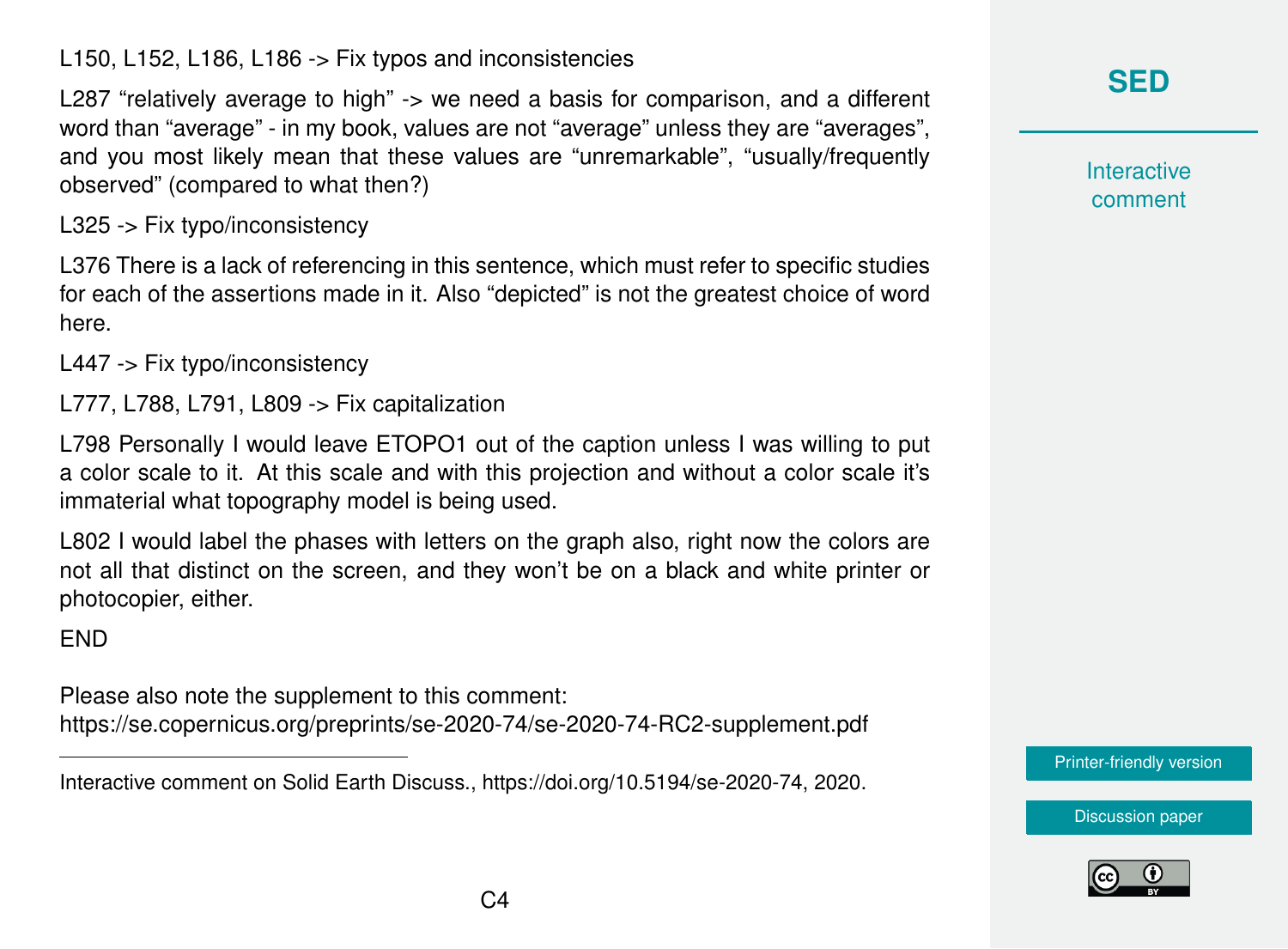L150, L152, L186, L186 -> Fix typos and inconsistencies

L287 "relatively average to high" -> we need a basis for comparison, and a different word than "average" - in my book, values are not "average" unless they are "averages", and you most likely mean that these values are "unremarkable", "usually/frequently observed" (compared to what then?)

L325 -> Fix typo/inconsistency

L376 There is a lack of referencing in this sentence, which must refer to specific studies for each of the assertions made in it. Also "depicted" is not the greatest choice of word here.

L447 -> Fix typo/inconsistency

L777, L788, L791, L809 -> Fix capitalization

L798 Personally I would leave ETOPO1 out of the caption unless I was willing to put a color scale to it. At this scale and with this projection and without a color scale it's immaterial what topography model is being used.

L802 I would label the phases with letters on the graph also, right now the colors are not all that distinct on the screen, and they won't be on a black and white printer or photocopier, either.

END

Please also note the supplement to this comment:
https://se.copernicus.org/preprints/se-2020-74/se-2020-74-RC2-supplement.pdf

---

Interactive comment on Solid Earth Discuss., https://doi.org/10.5194/se-2020-74, 2020.